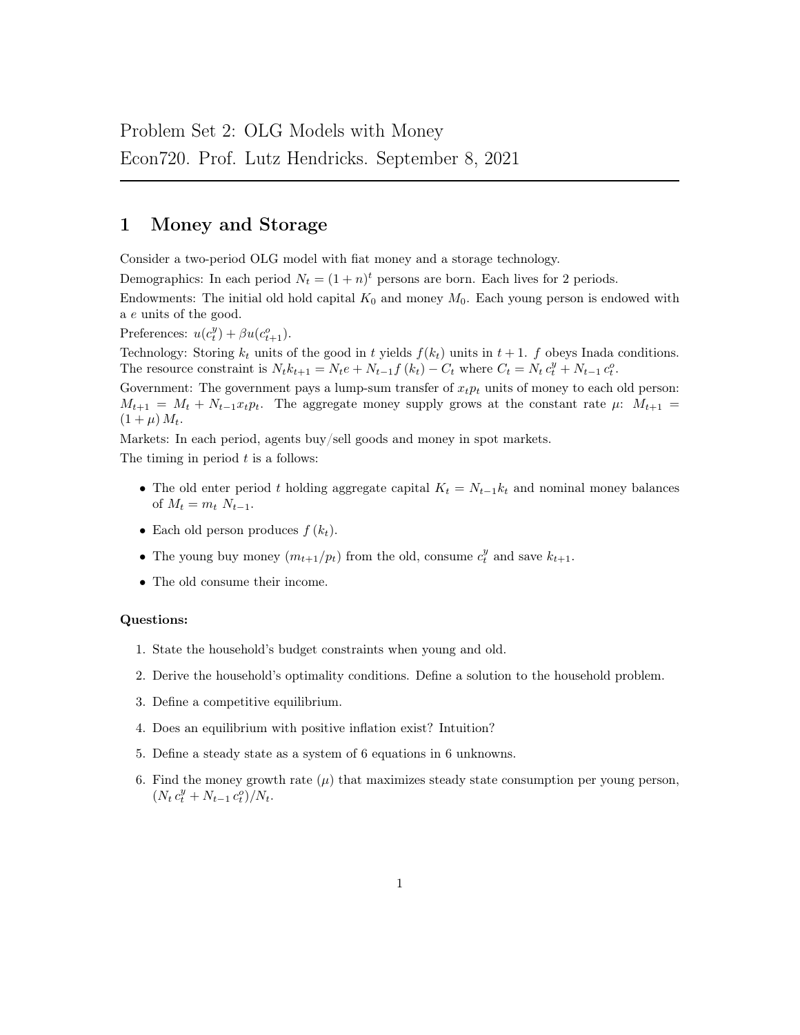Problem Set 2: OLG Models with Money

Econ720. Prof. Lutz Hendricks. September 8, 2021

# 1 Money and Storage

Consider a two-period OLG model with fiat money and a storage technology.

Demographics: In each period $N_t = (1+n)^t$ persons are born. Each lives for 2 periods.

Endowments: The initial old hold capital $K_0$ and money $M_0$. Each young person is endowed with a $e$ units of the good.

Preferences: $u(c_t^y) + \beta u(c_{t+1}^o)$.

Technology: Storing $k_t$ units of the good in $t$ yields $f(k_t)$ units in $t+1$. $f$ obeys Inada conditions. The resource constraint is $N_t k_{t+1} = N_t e + N_{t-1} f(k_t) - C_t$ where $C_t = N_t \, c_t^y + N_{t-1} \, c_t^o$.

Government: The government pays a lump-sum transfer of $x_t p_t$ units of money to each old person: $M_{t+1} = M_t + N_{t-1} x_t p_t$. The aggregate money supply grows at the constant rate $\mu$: $M_{t+1} = (1+\mu) M_t$.

Markets: In each period, agents buy/sell goods and money in spot markets.

The timing in period $t$ is a follows:

- The old enter period $t$ holding aggregate capital $K_t = N_{t-1} k_t$ and nominal money balances of $M_t = m_t \, N_{t-1}$.
- Each old person produces $f(k_t)$.
- The young buy money $(m_{t+1}/p_t)$ from the old, consume $c_t^y$ and save $k_{t+1}$.
- The old consume their income.

**Questions:**

1. State the household's budget constraints when young and old.
2. Derive the household's optimality conditions. Define a solution to the household problem.
3. Define a competitive equilibrium.
4. Does an equilibrium with positive inflation exist? Intuition?
5. Define a steady state as a system of 6 equations in 6 unknowns.
6. Find the money growth rate ($\mu$) that maximizes steady state consumption per young person, $(N_t \, c_t^y + N_{t-1} \, c_t^o)/N_t$.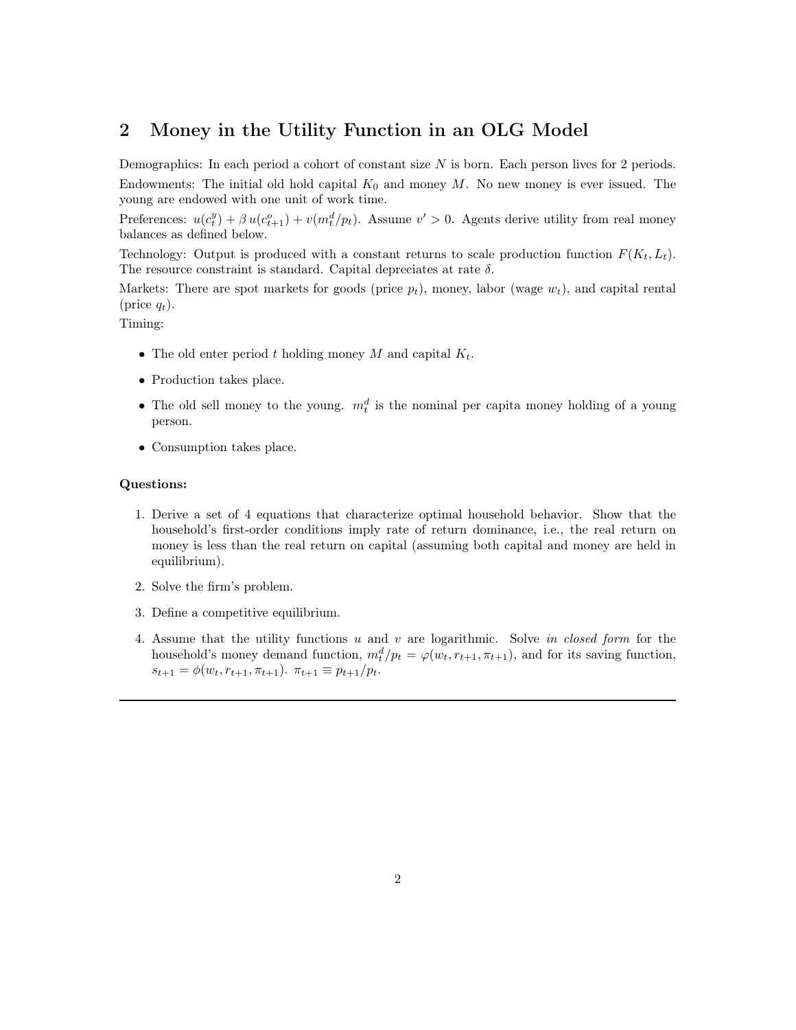## 2 Money in the Utility Function in an OLG Model

Demographics: In each period a cohort of constant size $N$ is born. Each person lives for 2 periods.

Endowments: The initial old hold capital $K_0$ and money $M$. No new money is ever issued. The young are endowed with one unit of work time.

Preferences: $u(c_t^y) + \beta\, u(c_{t+1}^o) + v(m_t^d/p_t)$. Assume $v' > 0$. Agents derive utility from real money balances as defined below.

Technology: Output is produced with a constant returns to scale production function $F(K_t, L_t)$. The resource constraint is standard. Capital depreciates at rate $\delta$.

Markets: There are spot markets for goods (price $p_t$), money, labor (wage $w_t$), and capital rental (price $q_t$).

Timing:

- The old enter period $t$ holding money $M$ and capital $K_t$.
- Production takes place.
- The old sell money to the young. $m_t^d$ is the nominal per capita money holding of a young person.
- Consumption takes place.

**Questions:**

1. Derive a set of 4 equations that characterize optimal household behavior. Show that the household's first-order conditions imply rate of return dominance, i.e., the real return on money is less than the real return on capital (assuming both capital and money are held in equilibrium).
2. Solve the firm's problem.
3. Define a competitive equilibrium.
4. Assume that the utility functions $u$ and $v$ are logarithmic. Solve *in closed form* for the household's money demand function, $m_t^d/p_t = \varphi(w_t, r_{t+1}, \pi_{t+1})$, and for its saving function, $s_{t+1} = \phi(w_t, r_{t+1}, \pi_{t+1})$. $\pi_{t+1} \equiv p_{t+1}/p_t$.